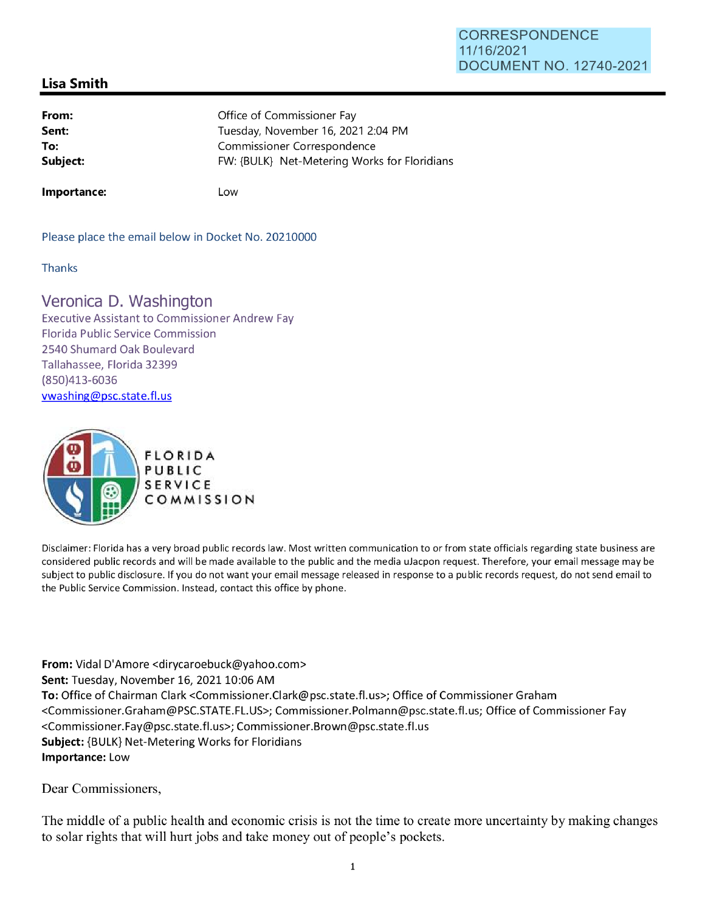CORRESPONDENCE
11/16/2021
DOCUMENT NO. 12740-2021

## Lisa Smith

| | |
|---|---|
| **From:** | Office of Commissioner Fay |
| **Sent:** | Tuesday, November 16, 2021 2:04 PM |
| **To:** | Commissioner Correspondence |
| **Subject:** | FW: {BULK} Net-Metering Works for Floridians |
| **Importance:** | Low |

Please place the email below in Docket No. 20210000

Thanks

Veronica D. Washington
Executive Assistant to Commissioner Andrew Fay
Florida Public Service Commission
2540 Shumard Oak Boulevard
Tallahassee, Florida 32399
(850)413-6036
vwashing@psc.state.fl.us

FLORIDA PUBLIC SERVICE COMMISSION

Disclaimer: Florida has a very broad public records law. Most written communication to or from state officials regarding state business are considered public records and will be made available to the public and the media uJacpon request. Therefore, your email message may be subject to public disclosure. If you do not want your email message released in response to a public records request, do not send email to the Public Service Commission. Instead, contact this office by phone.

**From:** Vidal D'Amore <dirycaroebuck@yahoo.com>
**Sent:** Tuesday, November 16, 2021 10:06 AM
**To:** Office of Chairman Clark <Commissioner.Clark@psc.state.fl.us>; Office of Commissioner Graham <Commissioner.Graham@PSC.STATE.FL.US>; Commissioner.Polmann@psc.state.fl.us; Office of Commissioner Fay <Commissioner.Fay@psc.state.fl.us>; Commissioner.Brown@psc.state.fl.us
**Subject:** {BULK} Net-Metering Works for Floridians
**Importance:** Low

Dear Commissioners,

The middle of a public health and economic crisis is not the time to create more uncertainty by making changes to solar rights that will hurt jobs and take money out of people's pockets.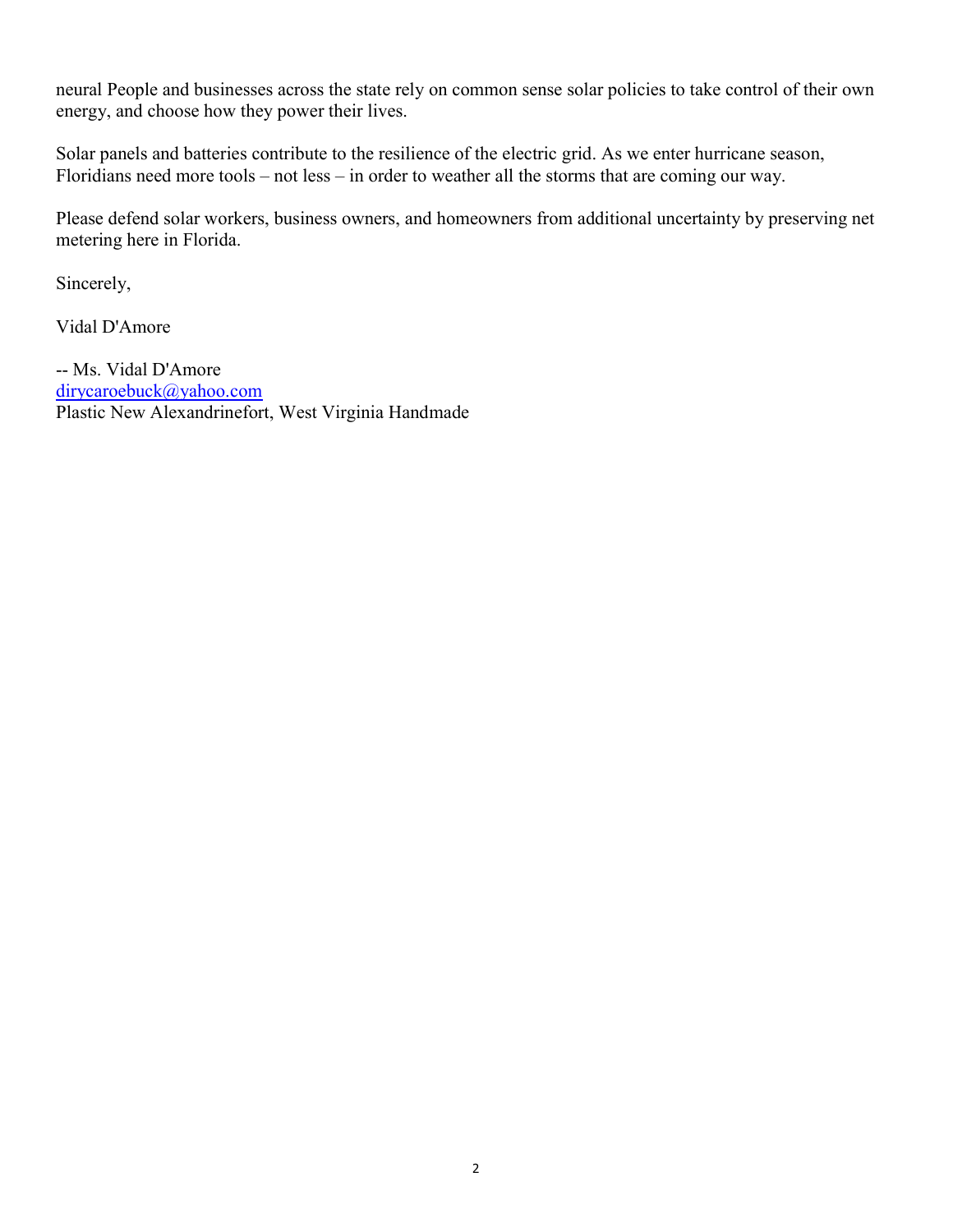neural People and businesses across the state rely on common sense solar policies to take control of their own energy, and choose how they power their lives.

Solar panels and batteries contribute to the resilience of the electric grid. As we enter hurricane season, Floridians need more tools – not less – in order to weather all the storms that are coming our way.

Please defend solar workers, business owners, and homeowners from additional uncertainty by preserving net metering here in Florida.

Sincerely,

Vidal D'Amore

-- Ms. Vidal D'Amore
dirycaroebuck@yahoo.com
Plastic New Alexandrinefort, West Virginia Handmade